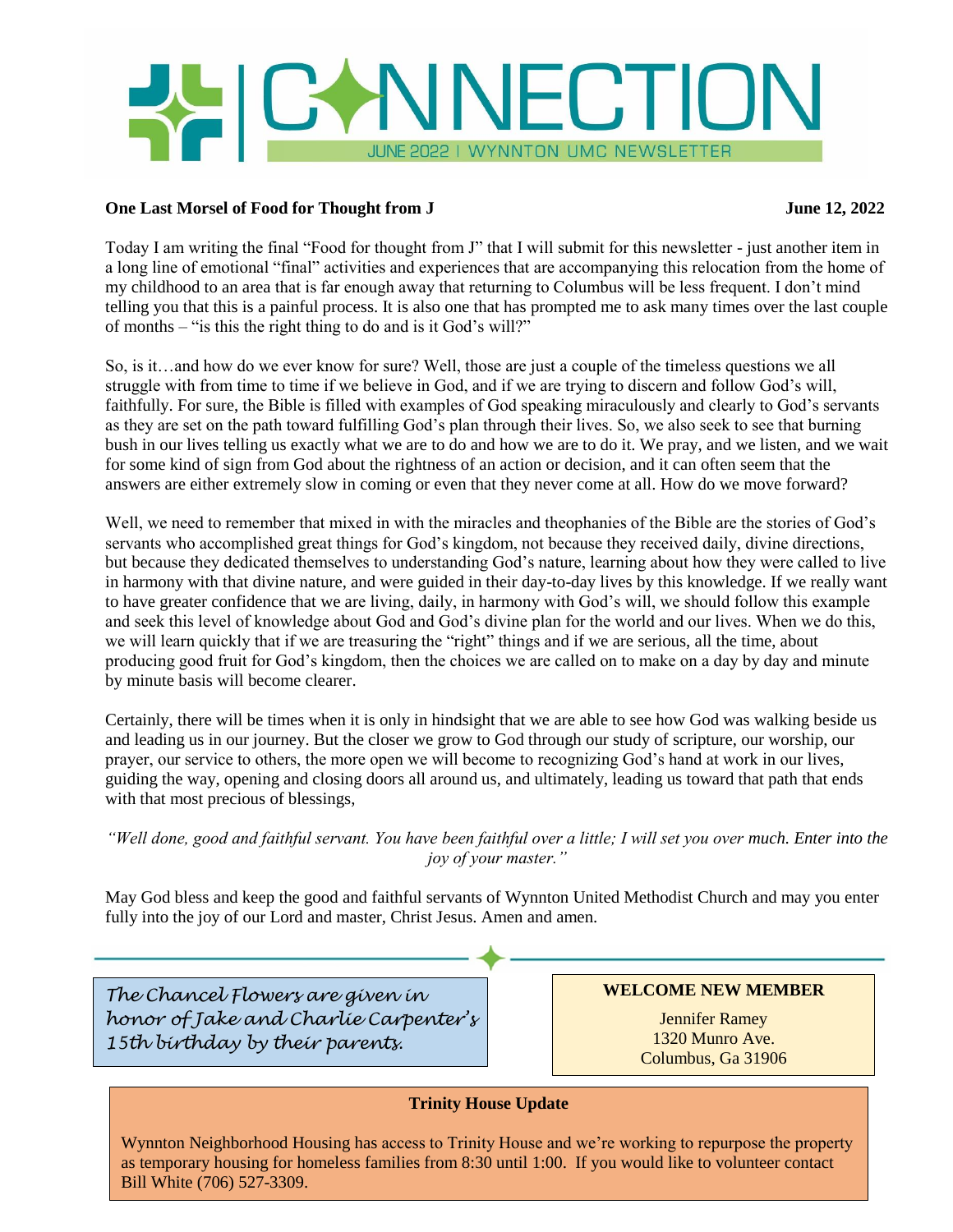# CONNECTION

JUNE 2022 | WYNNTON UMC NEWSLETTER

**One Last Morsel of Food for Thought from J** **June 12, 2022**

Today I am writing the final "Food for thought from J" that I will submit for this newsletter - just another item in a long line of emotional "final" activities and experiences that are accompanying this relocation from the home of my childhood to an area that is far enough away that returning to Columbus will be less frequent. I don't mind telling you that this is a painful process. It is also one that has prompted me to ask many times over the last couple of months – "is this the right thing to do and is it God's will?"

So, is it…and how do we ever know for sure? Well, those are just a couple of the timeless questions we all struggle with from time to time if we believe in God, and if we are trying to discern and follow God's will, faithfully. For sure, the Bible is filled with examples of God speaking miraculously and clearly to God's servants as they are set on the path toward fulfilling God's plan through their lives. So, we also seek to see that burning bush in our lives telling us exactly what we are to do and how we are to do it. We pray, and we listen, and we wait for some kind of sign from God about the rightness of an action or decision, and it can often seem that the answers are either extremely slow in coming or even that they never come at all. How do we move forward?

Well, we need to remember that mixed in with the miracles and theophanies of the Bible are the stories of God's servants who accomplished great things for God's kingdom, not because they received daily, divine directions, but because they dedicated themselves to understanding God's nature, learning about how they were called to live in harmony with that divine nature, and were guided in their day-to-day lives by this knowledge. If we really want to have greater confidence that we are living, daily, in harmony with God's will, we should follow this example and seek this level of knowledge about God and God's divine plan for the world and our lives. When we do this, we will learn quickly that if we are treasuring the "right" things and if we are serious, all the time, about producing good fruit for God's kingdom, then the choices we are called on to make on a day by day and minute by minute basis will become clearer.

Certainly, there will be times when it is only in hindsight that we are able to see how God was walking beside us and leading us in our journey. But the closer we grow to God through our study of scripture, our worship, our prayer, our service to others, the more open we will become to recognizing God's hand at work in our lives, guiding the way, opening and closing doors all around us, and ultimately, leading us toward that path that ends with that most precious of blessings,

*"Well done, good and faithful servant. You have been faithful over a little; I will set you over much. Enter into the joy of your master."*

May God bless and keep the good and faithful servants of Wynnton United Methodist Church and may you enter fully into the joy of our Lord and master, Christ Jesus. Amen and amen.

*The Chancel Flowers are given in honor of Jake and Charlie Carpenter's 15th birthday by their parents.*

**WELCOME NEW MEMBER**

Jennifer Ramey
1320 Munro Ave.
Columbus, Ga 31906

**Trinity House Update**

Wynnton Neighborhood Housing has access to Trinity House and we're working to repurpose the property as temporary housing for homeless families from 8:30 until 1:00. If you would like to volunteer contact Bill White (706) 527-3309.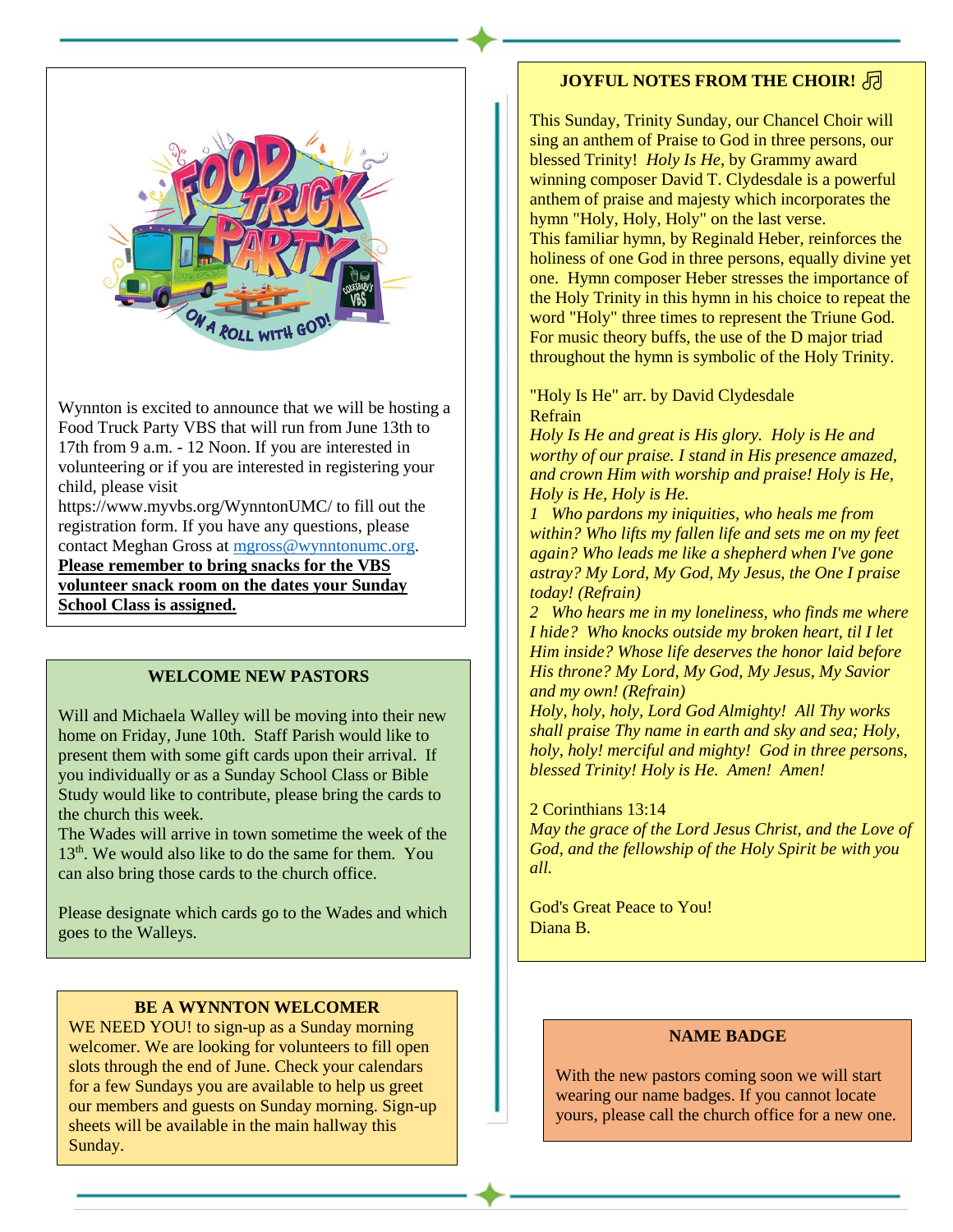Wynnton is excited to announce that we will be hosting a Food Truck Party VBS that will run from June 13th to 17th from 9 a.m. - 12 Noon. If you are interested in volunteering or if you are interested in registering your child, please visit https://www.myvbs.org/WynntonUMC/ to fill out the registration form. If you have any questions, please contact Meghan Gross at mgross@wynntonumc.org. **Please remember to bring snacks for the VBS volunteer snack room on the dates your Sunday School Class is assigned.**

## WELCOME NEW PASTORS

Will and Michaela Walley will be moving into their new home on Friday, June 10th. Staff Parish would like to present them with some gift cards upon their arrival. If you individually or as a Sunday School Class or Bible Study would like to contribute, please bring the cards to the church this week.

The Wades will arrive in town sometime the week of the 13th. We would also like to do the same for them. You can also bring those cards to the church office.

Please designate which cards go to the Wades and which goes to the Walleys.

## BE A WYNNTON WELCOMER

WE NEED YOU! to sign-up as a Sunday morning welcomer. We are looking for volunteers to fill open slots through the end of June. Check your calendars for a few Sundays you are available to help us greet our members and guests on Sunday morning. Sign-up sheets will be available in the main hallway this Sunday.

## JOYFUL NOTES FROM THE CHOIR! ♫

This Sunday, Trinity Sunday, our Chancel Choir will sing an anthem of Praise to God in three persons, our blessed Trinity! *Holy Is He*, by Grammy award winning composer David T. Clydesdale is a powerful anthem of praise and majesty which incorporates the hymn "Holy, Holy, Holy" on the last verse.
This familiar hymn, by Reginald Heber, reinforces the holiness of one God in three persons, equally divine yet one. Hymn composer Heber stresses the importance of the Holy Trinity in this hymn in his choice to repeat the word "Holy" three times to represent the Triune God. For music theory buffs, the use of the D major triad throughout the hymn is symbolic of the Holy Trinity.

"Holy Is He" arr. by David Clydesdale
Refrain
*Holy Is He and great is His glory. Holy is He and worthy of our praise. I stand in His presence amazed, and crown Him with worship and praise! Holy is He, Holy is He, Holy is He.*
*1 Who pardons my iniquities, who heals me from within? Who lifts my fallen life and sets me on my feet again? Who leads me like a shepherd when I've gone astray? My Lord, My God, My Jesus, the One I praise today! (Refrain)*
*2 Who hears me in my loneliness, who finds me where I hide? Who knocks outside my broken heart, til I let Him inside? Whose life deserves the honor laid before His throne? My Lord, My God, My Jesus, My Savior and my own! (Refrain)*
*Holy, holy, holy, Lord God Almighty! All Thy works shall praise Thy name in earth and sky and sea; Holy, holy, holy! merciful and mighty! God in three persons, blessed Trinity! Holy is He. Amen! Amen!*

2 Corinthians 13:14
*May the grace of the Lord Jesus Christ, and the Love of God, and the fellowship of the Holy Spirit be with you all.*

God's Great Peace to You!
Diana B.

## NAME BADGE

With the new pastors coming soon we will start wearing our name badges. If you cannot locate yours, please call the church office for a new one.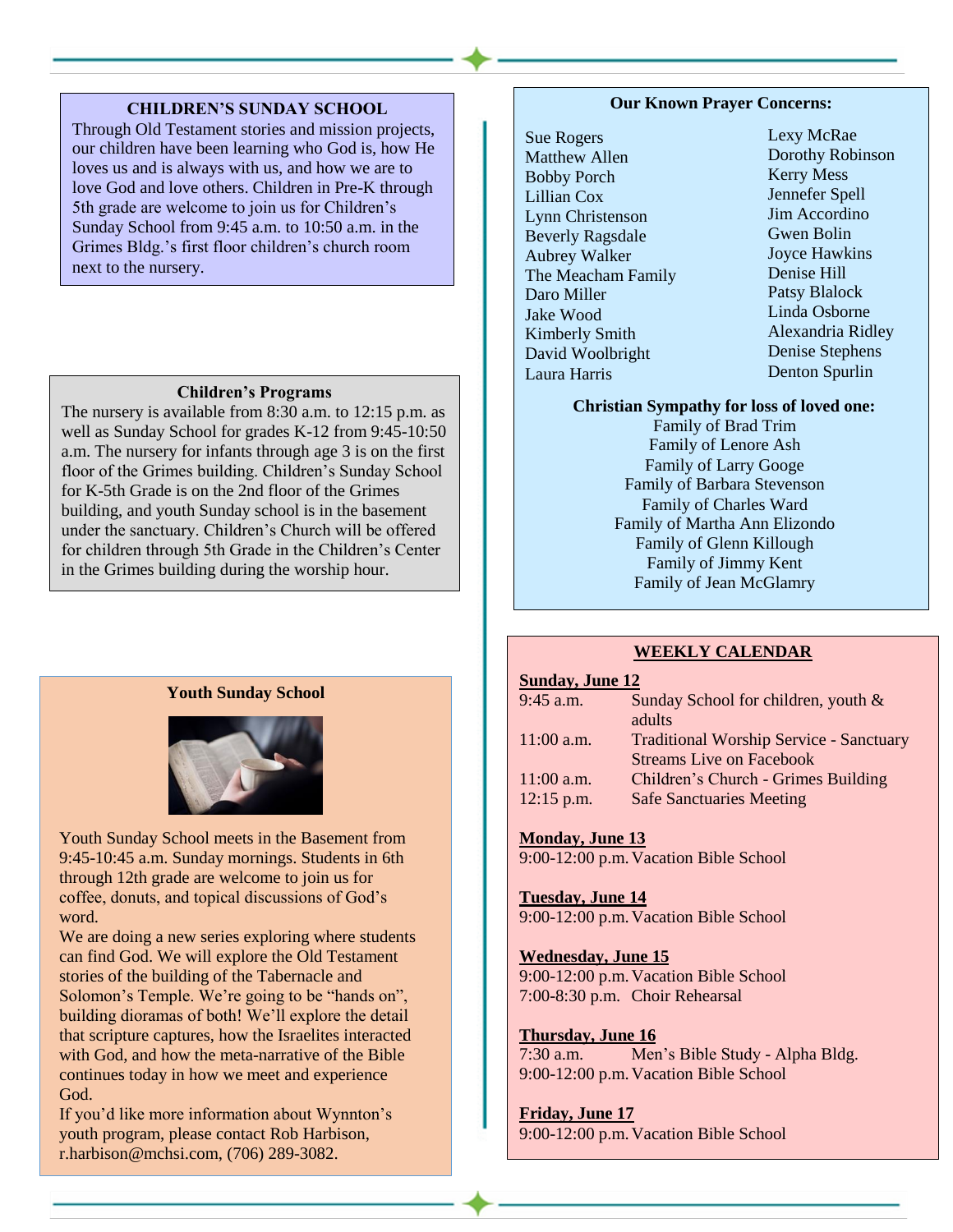## CHILDREN'S SUNDAY SCHOOL

Through Old Testament stories and mission projects, our children have been learning who God is, how He loves us and is always with us, and how we are to love God and love others. Children in Pre-K through 5th grade are welcome to join us for Children's Sunday School from 9:45 a.m. to 10:50 a.m. in the Grimes Bldg.'s first floor children's church room next to the nursery.

## Children's Programs

The nursery is available from 8:30 a.m. to 12:15 p.m. as well as Sunday School for grades K-12 from 9:45-10:50 a.m. The nursery for infants through age 3 is on the first floor of the Grimes building. Children's Sunday School for K-5th Grade is on the 2nd floor of the Grimes building, and youth Sunday school is in the basement under the sanctuary. Children's Church will be offered for children through 5th Grade in the Children's Center in the Grimes building during the worship hour.

## Youth Sunday School

Youth Sunday School meets in the Basement from 9:45-10:45 a.m. Sunday mornings. Students in 6th through 12th grade are welcome to join us for coffee, donuts, and topical discussions of God's word.

We are doing a new series exploring where students can find God. We will explore the Old Testament stories of the building of the Tabernacle and Solomon's Temple. We're going to be "hands on", building dioramas of both! We'll explore the detail that scripture captures, how the Israelites interacted with God, and how the meta-narrative of the Bible continues today in how we meet and experience God.

If you'd like more information about Wynnton's youth program, please contact Rob Harbison, r.harbison@mchsi.com, (706) 289-3082.

## Our Known Prayer Concerns:

Sue Rogers
Matthew Allen
Bobby Porch
Lillian Cox
Lynn Christenson
Beverly Ragsdale
Aubrey Walker
The Meacham Family
Daro Miller
Jake Wood
Kimberly Smith
David Woolbright
Laura Harris
Lexy McRae
Dorothy Robinson
Kerry Mess
Jennefer Spell
Jim Accordino
Gwen Bolin
Joyce Hawkins
Denise Hill
Patsy Blalock
Linda Osborne
Alexandria Ridley
Denise Stephens
Denton Spurlin

**Christian Sympathy for loss of loved one:**

Family of Brad Trim
Family of Lenore Ash
Family of Larry Googe
Family of Barbara Stevenson
Family of Charles Ward
Family of Martha Ann Elizondo
Family of Glenn Killough
Family of Jimmy Kent
Family of Jean McGlamry

## WEEKLY CALENDAR

**Sunday, June 12**

| | |
|---|---|
| 9:45 a.m. | Sunday School for children, youth & adults |
| 11:00 a.m. | Traditional Worship Service - Sanctuary Streams Live on Facebook |
| 11:00 a.m. | Children's Church - Grimes Building |
| 12:15 p.m. | Safe Sanctuaries Meeting |

**Monday, June 13**

9:00-12:00 p.m. Vacation Bible School

**Tuesday, June 14**

9:00-12:00 p.m. Vacation Bible School

**Wednesday, June 15**

9:00-12:00 p.m. Vacation Bible School
7:00-8:30 p.m. Choir Rehearsal

**Thursday, June 16**

7:30 a.m. Men's Bible Study - Alpha Bldg.
9:00-12:00 p.m. Vacation Bible School

**Friday, June 17**

9:00-12:00 p.m. Vacation Bible School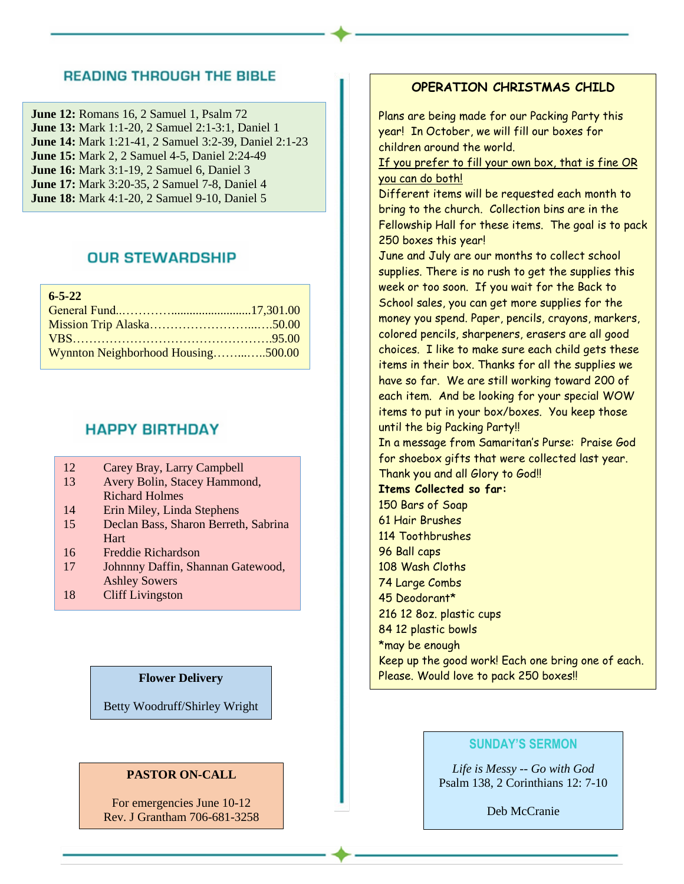## READING THROUGH THE BIBLE

**June 12:** Romans 16, 2 Samuel 1, Psalm 72
**June 13:** Mark 1:1-20, 2 Samuel 2:1-3:1, Daniel 1
**June 14:** Mark 1:21-41, 2 Samuel 3:2-39, Daniel 2:1-23
**June 15:** Mark 2, 2 Samuel 4-5, Daniel 2:24-49
**June 16:** Mark 3:1-19, 2 Samuel 6, Daniel 3
**June 17:** Mark 3:20-35, 2 Samuel 7-8, Daniel 4
**June 18:** Mark 4:1-20, 2 Samuel 9-10, Daniel 5

## OUR STEWARDSHIP

**6-5-22**

General Fund..…………..........................17,301.00
Mission Trip Alaska……………………...….50.00
VBS………………………………………….95.00
Wynnton Neighborhood Housing……...…..500.00

## HAPPY BIRTHDAY

| | |
|---|---|
| 12 | Carey Bray, Larry Campbell |
| 13 | Avery Bolin, Stacey Hammond, Richard Holmes |
| 14 | Erin Miley, Linda Stephens |
| 15 | Declan Bass, Sharon Berreth, Sabrina Hart |
| 16 | Freddie Richardson |
| 17 | Johnnny Daffin, Shannan Gatewood, Ashley Sowers |
| 18 | Cliff Livingston |

**Flower Delivery**

Betty Woodruff/Shirley Wright

**PASTOR ON-CALL**

For emergencies June 10-12
Rev. J Grantham 706-681-3258

## OPERATION CHRISTMAS CHILD

Plans are being made for our Packing Party this year! In October, we will fill our boxes for children around the world.
<u>If you prefer to fill your own box, that is fine OR you can do both!</u>
Different items will be requested each month to bring to the church. Collection bins are in the Fellowship Hall for these items. The goal is to pack 250 boxes this year!
June and July are our months to collect school supplies. There is no rush to get the supplies this week or too soon. If you wait for the Back to School sales, you can get more supplies for the money you spend. Paper, pencils, crayons, markers, colored pencils, sharpeners, erasers are all good choices. I like to make sure each child gets these items in their box. Thanks for all the supplies we have so far. We are still working toward 200 of each item. And be looking for your special WOW items to put in your box/boxes. You keep those until the big Packing Party!!
In a message from Samaritan's Purse: Praise God for shoebox gifts that were collected last year. Thank you and all Glory to God!!

**Items Collected so far:**

150 Bars of Soap
61 Hair Brushes
114 Toothbrushes
96 Ball caps
108 Wash Cloths
74 Large Combs
45 Deodorant*
216 12 8oz. plastic cups
84 12 plastic bowls
*may be enough

Keep up the good work! Each one bring one of each. Please. Would love to pack 250 boxes!!

## SUNDAY'S SERMON

*Life is Messy -- Go with God*
Psalm 138, 2 Corinthians 12: 7-10

Deb McCranie